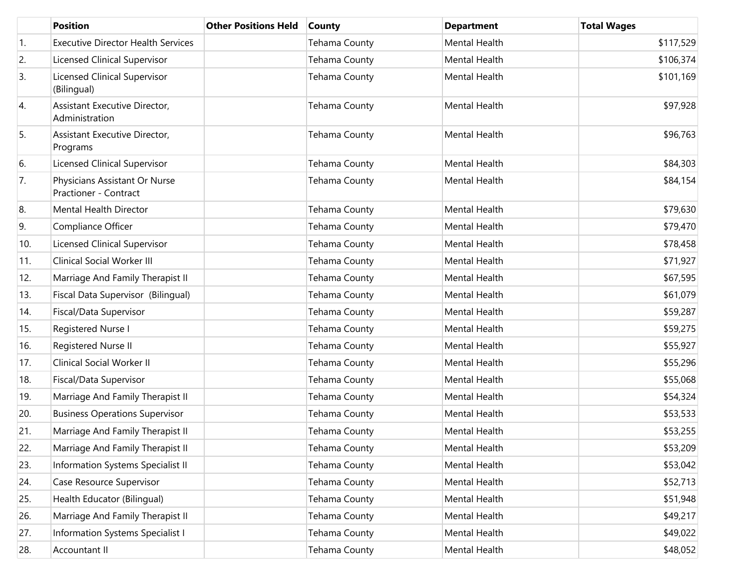| | Position | Other Positions Held | County | Department | Total Wages |
|---|---|---|---|---|---|
| 1. | Executive Director Health Services | | Tehama County | Mental Health | $117,529 |
| 2. | Licensed Clinical Supervisor | | Tehama County | Mental Health | $106,374 |
| 3. | Licensed Clinical Supervisor (Bilingual) | | Tehama County | Mental Health | $101,169 |
| 4. | Assistant Executive Director, Administration | | Tehama County | Mental Health | $97,928 |
| 5. | Assistant Executive Director, Programs | | Tehama County | Mental Health | $96,763 |
| 6. | Licensed Clinical Supervisor | | Tehama County | Mental Health | $84,303 |
| 7. | Physicians Assistant Or Nurse Practioner - Contract | | Tehama County | Mental Health | $84,154 |
| 8. | Mental Health Director | | Tehama County | Mental Health | $79,630 |
| 9. | Compliance Officer | | Tehama County | Mental Health | $79,470 |
| 10. | Licensed Clinical Supervisor | | Tehama County | Mental Health | $78,458 |
| 11. | Clinical Social Worker III | | Tehama County | Mental Health | $71,927 |
| 12. | Marriage And Family Therapist II | | Tehama County | Mental Health | $67,595 |
| 13. | Fiscal Data Supervisor (Bilingual) | | Tehama County | Mental Health | $61,079 |
| 14. | Fiscal/Data Supervisor | | Tehama County | Mental Health | $59,287 |
| 15. | Registered Nurse I | | Tehama County | Mental Health | $59,275 |
| 16. | Registered Nurse II | | Tehama County | Mental Health | $55,927 |
| 17. | Clinical Social Worker II | | Tehama County | Mental Health | $55,296 |
| 18. | Fiscal/Data Supervisor | | Tehama County | Mental Health | $55,068 |
| 19. | Marriage And Family Therapist II | | Tehama County | Mental Health | $54,324 |
| 20. | Business Operations Supervisor | | Tehama County | Mental Health | $53,533 |
| 21. | Marriage And Family Therapist II | | Tehama County | Mental Health | $53,255 |
| 22. | Marriage And Family Therapist II | | Tehama County | Mental Health | $53,209 |
| 23. | Information Systems Specialist II | | Tehama County | Mental Health | $53,042 |
| 24. | Case Resource Supervisor | | Tehama County | Mental Health | $52,713 |
| 25. | Health Educator (Bilingual) | | Tehama County | Mental Health | $51,948 |
| 26. | Marriage And Family Therapist II | | Tehama County | Mental Health | $49,217 |
| 27. | Information Systems Specialist I | | Tehama County | Mental Health | $49,022 |
| 28. | Accountant II | | Tehama County | Mental Health | $48,052 |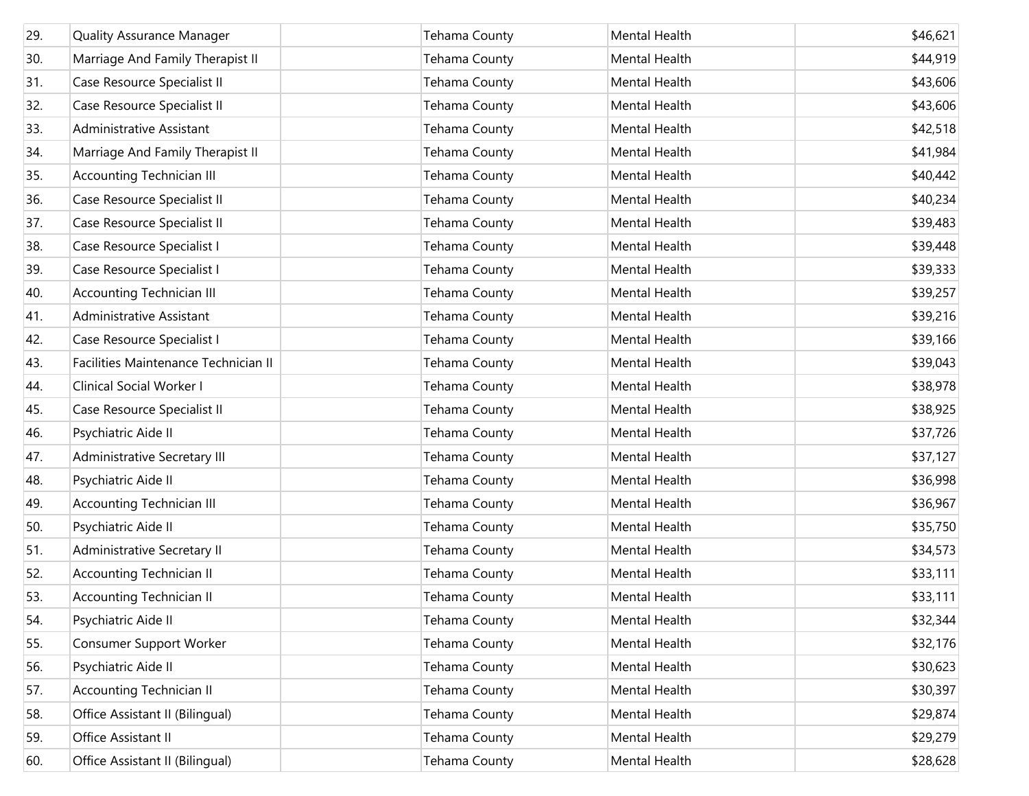| | | | | | |
|---|---|---|---|---|---|
| 29. | Quality Assurance Manager | | Tehama County | Mental Health | $46,621 |
| 30. | Marriage And Family Therapist II | | Tehama County | Mental Health | $44,919 |
| 31. | Case Resource Specialist II | | Tehama County | Mental Health | $43,606 |
| 32. | Case Resource Specialist II | | Tehama County | Mental Health | $43,606 |
| 33. | Administrative Assistant | | Tehama County | Mental Health | $42,518 |
| 34. | Marriage And Family Therapist II | | Tehama County | Mental Health | $41,984 |
| 35. | Accounting Technician III | | Tehama County | Mental Health | $40,442 |
| 36. | Case Resource Specialist II | | Tehama County | Mental Health | $40,234 |
| 37. | Case Resource Specialist II | | Tehama County | Mental Health | $39,483 |
| 38. | Case Resource Specialist I | | Tehama County | Mental Health | $39,448 |
| 39. | Case Resource Specialist I | | Tehama County | Mental Health | $39,333 |
| 40. | Accounting Technician III | | Tehama County | Mental Health | $39,257 |
| 41. | Administrative Assistant | | Tehama County | Mental Health | $39,216 |
| 42. | Case Resource Specialist I | | Tehama County | Mental Health | $39,166 |
| 43. | Facilities Maintenance Technician II | | Tehama County | Mental Health | $39,043 |
| 44. | Clinical Social Worker I | | Tehama County | Mental Health | $38,978 |
| 45. | Case Resource Specialist II | | Tehama County | Mental Health | $38,925 |
| 46. | Psychiatric Aide II | | Tehama County | Mental Health | $37,726 |
| 47. | Administrative Secretary III | | Tehama County | Mental Health | $37,127 |
| 48. | Psychiatric Aide II | | Tehama County | Mental Health | $36,998 |
| 49. | Accounting Technician III | | Tehama County | Mental Health | $36,967 |
| 50. | Psychiatric Aide II | | Tehama County | Mental Health | $35,750 |
| 51. | Administrative Secretary II | | Tehama County | Mental Health | $34,573 |
| 52. | Accounting Technician II | | Tehama County | Mental Health | $33,111 |
| 53. | Accounting Technician II | | Tehama County | Mental Health | $33,111 |
| 54. | Psychiatric Aide II | | Tehama County | Mental Health | $32,344 |
| 55. | Consumer Support Worker | | Tehama County | Mental Health | $32,176 |
| 56. | Psychiatric Aide II | | Tehama County | Mental Health | $30,623 |
| 57. | Accounting Technician II | | Tehama County | Mental Health | $30,397 |
| 58. | Office Assistant II (Bilingual) | | Tehama County | Mental Health | $29,874 |
| 59. | Office Assistant II | | Tehama County | Mental Health | $29,279 |
| 60. | Office Assistant II (Bilingual) | | Tehama County | Mental Health | $28,628 |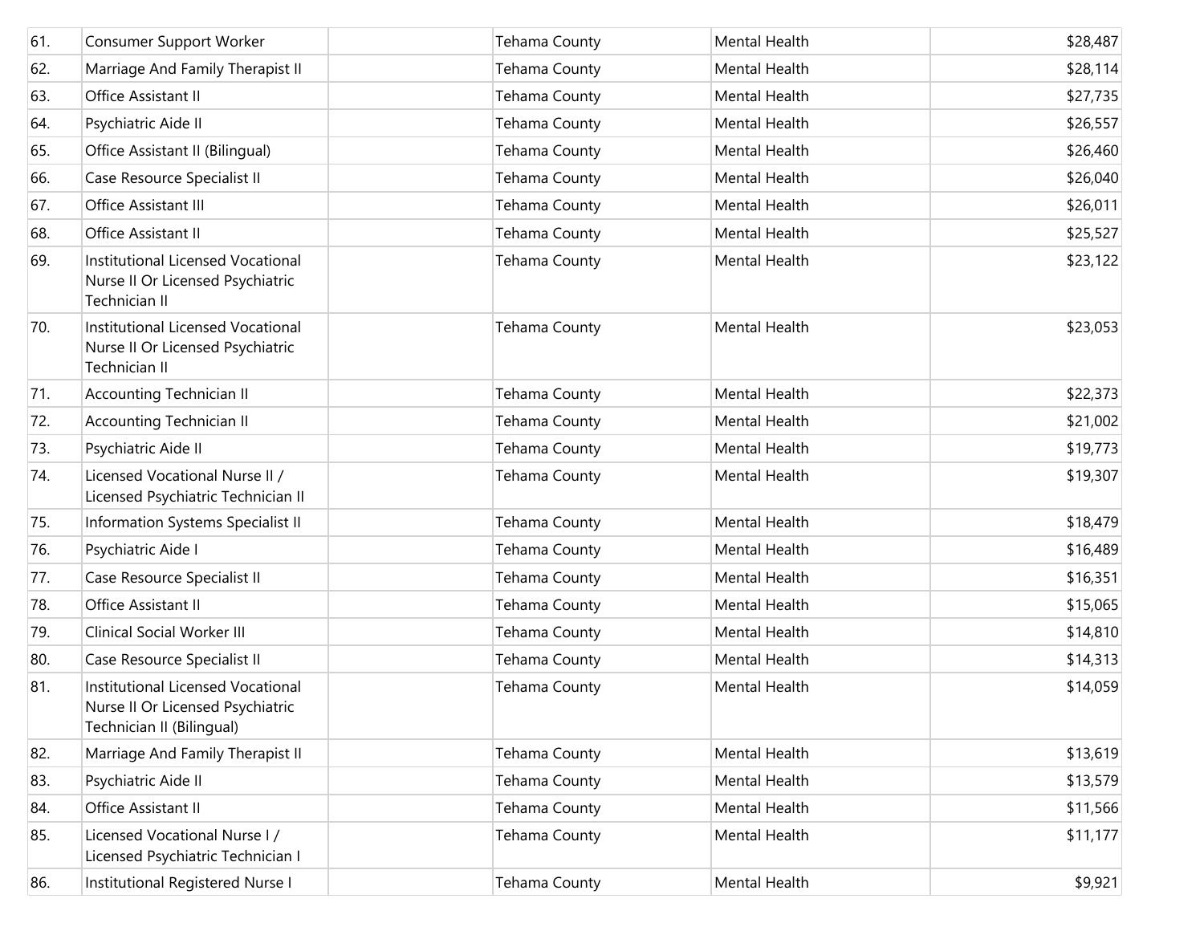| | | | | | |
|---|---|---|---|---|---|
| 61. | Consumer Support Worker | | Tehama County | Mental Health | $28,487 |
| 62. | Marriage And Family Therapist II | | Tehama County | Mental Health | $28,114 |
| 63. | Office Assistant II | | Tehama County | Mental Health | $27,735 |
| 64. | Psychiatric Aide II | | Tehama County | Mental Health | $26,557 |
| 65. | Office Assistant II (Bilingual) | | Tehama County | Mental Health | $26,460 |
| 66. | Case Resource Specialist II | | Tehama County | Mental Health | $26,040 |
| 67. | Office Assistant III | | Tehama County | Mental Health | $26,011 |
| 68. | Office Assistant II | | Tehama County | Mental Health | $25,527 |
| 69. | Institutional Licensed Vocational Nurse II Or Licensed Psychiatric Technician II | | Tehama County | Mental Health | $23,122 |
| 70. | Institutional Licensed Vocational Nurse II Or Licensed Psychiatric Technician II | | Tehama County | Mental Health | $23,053 |
| 71. | Accounting Technician II | | Tehama County | Mental Health | $22,373 |
| 72. | Accounting Technician II | | Tehama County | Mental Health | $21,002 |
| 73. | Psychiatric Aide II | | Tehama County | Mental Health | $19,773 |
| 74. | Licensed Vocational Nurse II / Licensed Psychiatric Technician II | | Tehama County | Mental Health | $19,307 |
| 75. | Information Systems Specialist II | | Tehama County | Mental Health | $18,479 |
| 76. | Psychiatric Aide I | | Tehama County | Mental Health | $16,489 |
| 77. | Case Resource Specialist II | | Tehama County | Mental Health | $16,351 |
| 78. | Office Assistant II | | Tehama County | Mental Health | $15,065 |
| 79. | Clinical Social Worker III | | Tehama County | Mental Health | $14,810 |
| 80. | Case Resource Specialist II | | Tehama County | Mental Health | $14,313 |
| 81. | Institutional Licensed Vocational Nurse II Or Licensed Psychiatric Technician II (Bilingual) | | Tehama County | Mental Health | $14,059 |
| 82. | Marriage And Family Therapist II | | Tehama County | Mental Health | $13,619 |
| 83. | Psychiatric Aide II | | Tehama County | Mental Health | $13,579 |
| 84. | Office Assistant II | | Tehama County | Mental Health | $11,566 |
| 85. | Licensed Vocational Nurse I / Licensed Psychiatric Technician I | | Tehama County | Mental Health | $11,177 |
| 86. | Institutional Registered Nurse I | | Tehama County | Mental Health | $9,921 |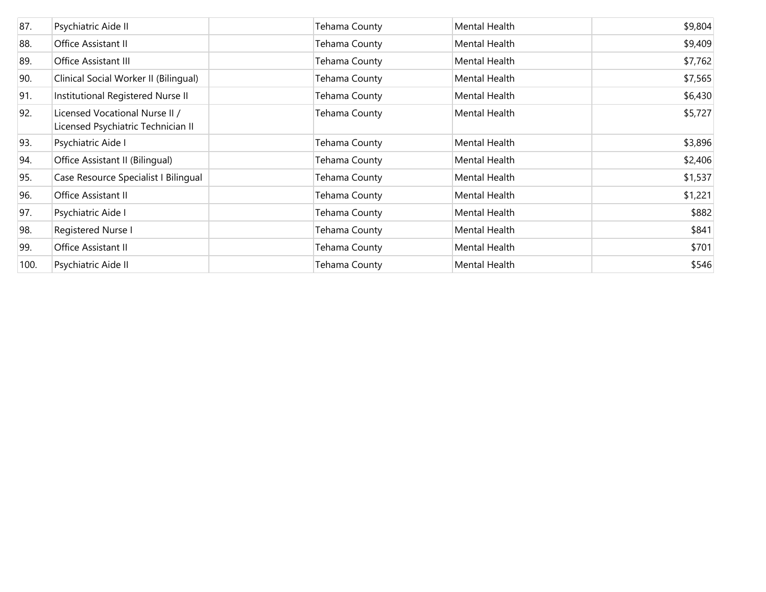| | | | | | |
|---|---|---|---|---|---|
| 87. | Psychiatric Aide II | | Tehama County | Mental Health | $9,804 |
| 88. | Office Assistant II | | Tehama County | Mental Health | $9,409 |
| 89. | Office Assistant III | | Tehama County | Mental Health | $7,762 |
| 90. | Clinical Social Worker II (Bilingual) | | Tehama County | Mental Health | $7,565 |
| 91. | Institutional Registered Nurse II | | Tehama County | Mental Health | $6,430 |
| 92. | Licensed Vocational Nurse II / Licensed Psychiatric Technician II | | Tehama County | Mental Health | $5,727 |
| 93. | Psychiatric Aide I | | Tehama County | Mental Health | $3,896 |
| 94. | Office Assistant II (Bilingual) | | Tehama County | Mental Health | $2,406 |
| 95. | Case Resource Specialist I Bilingual | | Tehama County | Mental Health | $1,537 |
| 96. | Office Assistant II | | Tehama County | Mental Health | $1,221 |
| 97. | Psychiatric Aide I | | Tehama County | Mental Health | $882 |
| 98. | Registered Nurse I | | Tehama County | Mental Health | $841 |
| 99. | Office Assistant II | | Tehama County | Mental Health | $701 |
| 100. | Psychiatric Aide II | | Tehama County | Mental Health | $546 |